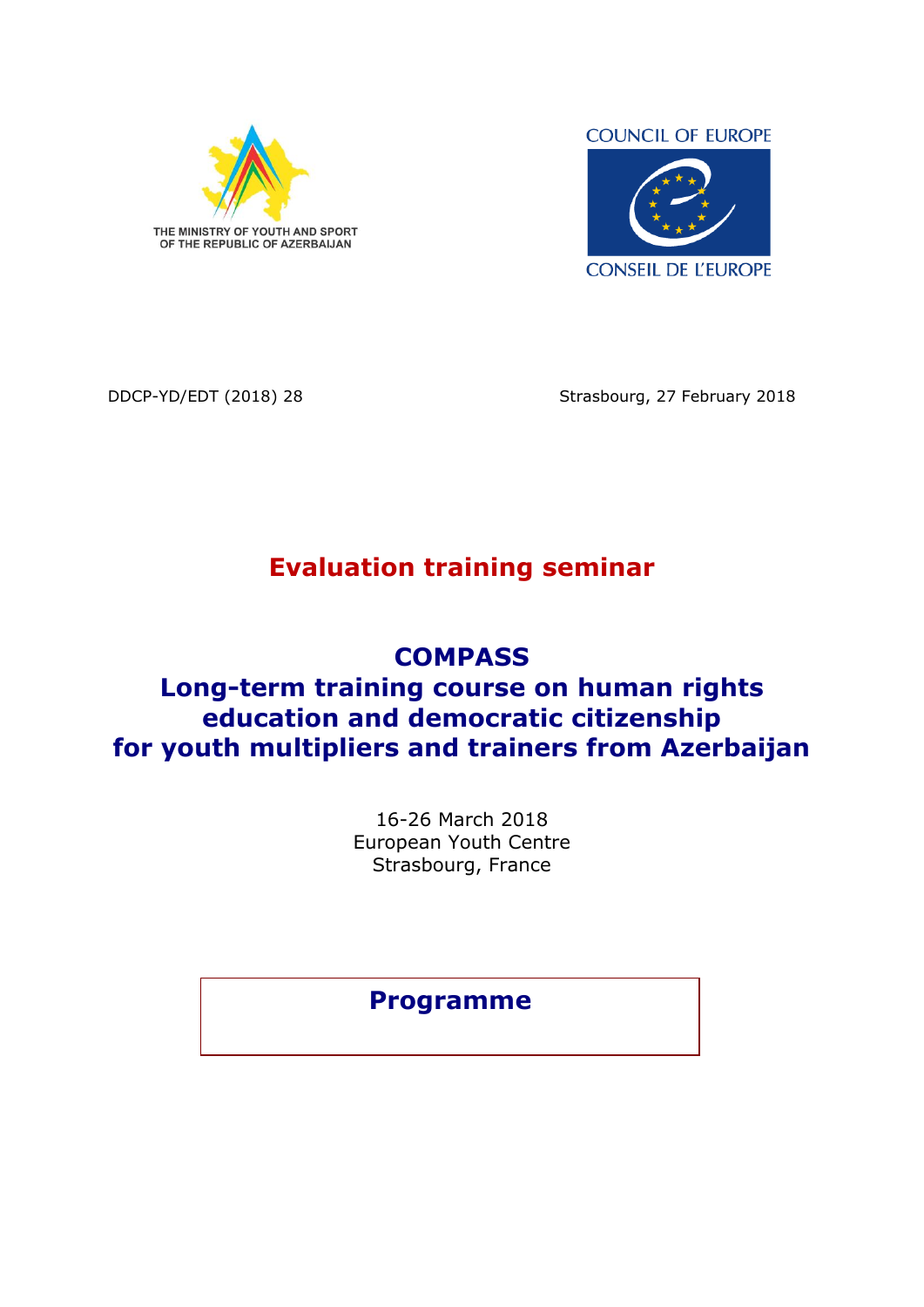THE MINISTRY OF YOUTH AND SPORT OF THE REPUBLIC OF AZERBAIJAN

COUNCIL OF EUROPE

CONSEIL DE L'EUROPE

DDCP-YD/EDT (2018) 28

Strasbourg, 27 February 2018

# Evaluation training seminar

# COMPASS
# Long-term training course on human rights education and democratic citizenship for youth multipliers and trainers from Azerbaijan

16-26 March 2018
European Youth Centre
Strasbourg, France

## Programme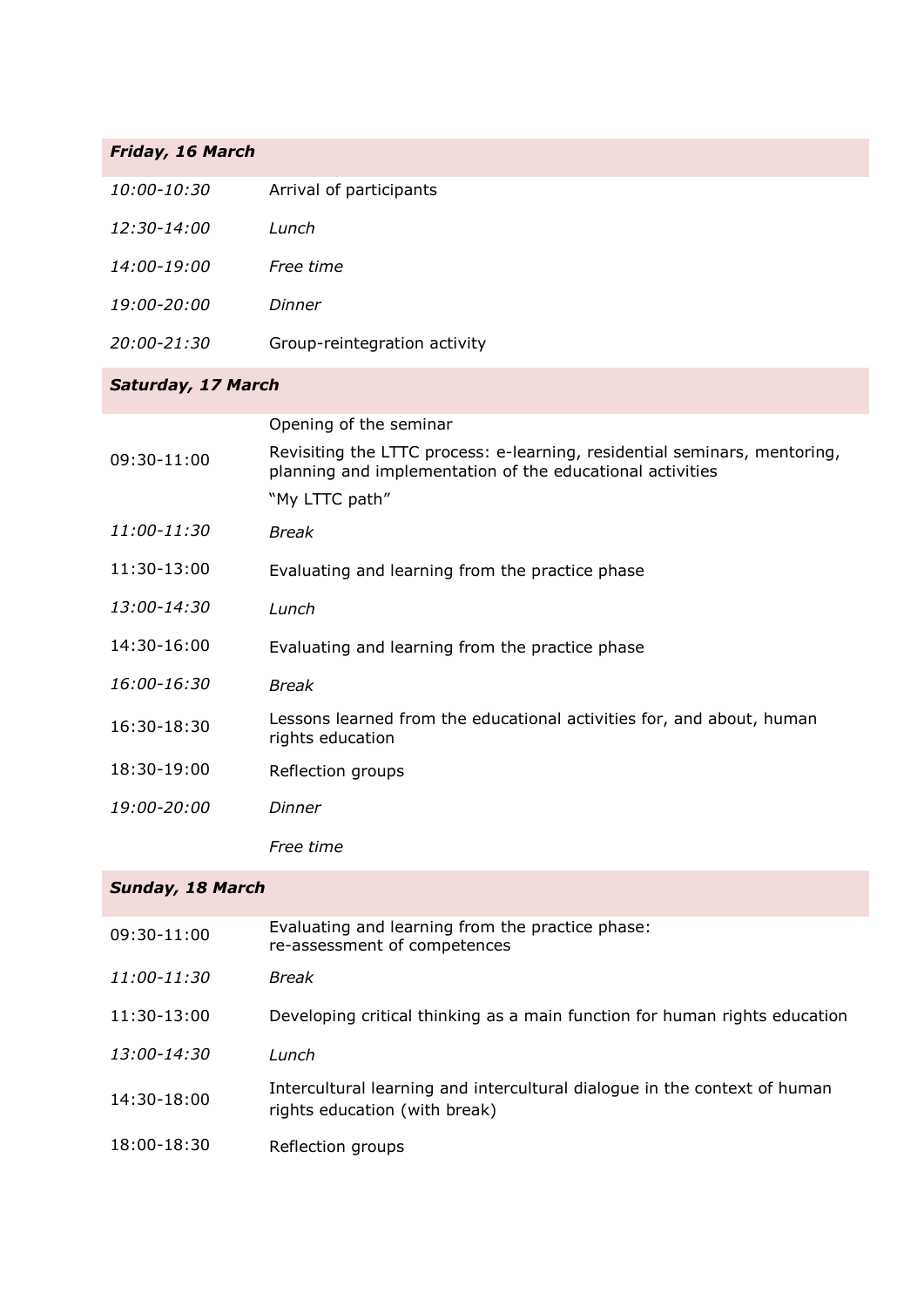| | |
|---|---|
| ***Friday, 16 March*** | |
| *10:00-10:30* | Arrival of participants |
| *12:30-14:00* | *Lunch* |
| *14:00-19:00* | *Free time* |
| *19:00-20:00* | *Dinner* |
| *20:00-21:30* | Group-reintegration activity |
| ***Saturday, 17 March*** | |
| 09:30-11:00 | Opening of the seminar<br>Revisiting the LTTC process: e-learning, residential seminars, mentoring, planning and implementation of the educational activities<br>"My LTTC path" |
| *11:00-11:30* | *Break* |
| 11:30-13:00 | Evaluating and learning from the practice phase |
| *13:00-14:30* | *Lunch* |
| 14:30-16:00 | Evaluating and learning from the practice phase |
| *16:00-16:30* | *Break* |
| 16:30-18:30 | Lessons learned from the educational activities for, and about, human rights education |
| 18:30-19:00 | Reflection groups |
| *19:00-20:00* | *Dinner* |
| | *Free time* |
| ***Sunday, 18 March*** | |
| 09:30-11:00 | Evaluating and learning from the practice phase:<br>re-assessment of competences |
| *11:00-11:30* | *Break* |
| 11:30-13:00 | Developing critical thinking as a main function for human rights education |
| *13:00-14:30* | *Lunch* |
| 14:30-18:00 | Intercultural learning and intercultural dialogue in the context of human rights education (with break) |
| 18:00-18:30 | Reflection groups |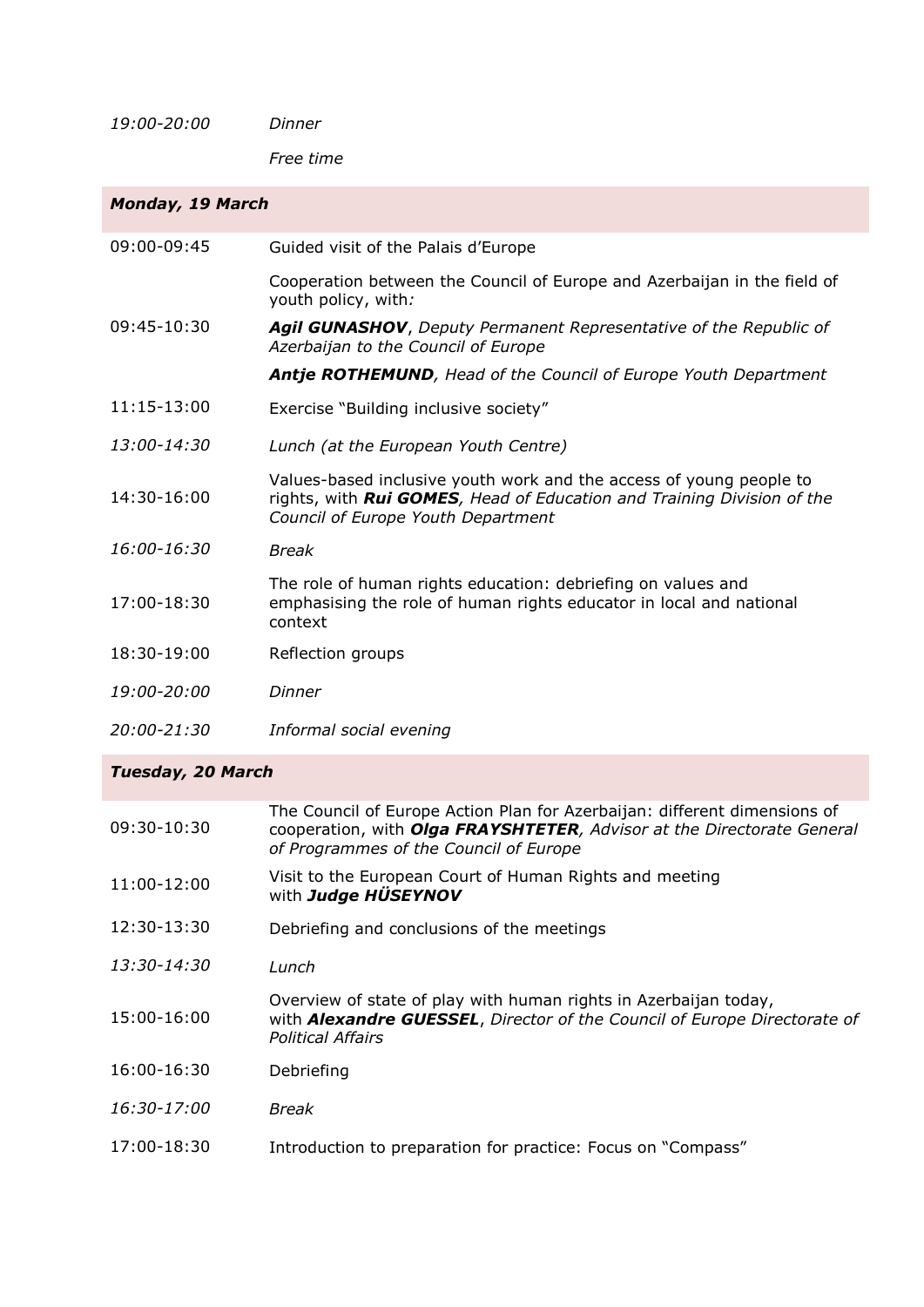| | |
|---|---|
| *19:00-20:00* | *Dinner* |
| | *Free time* |

| ***Monday, 19 March*** | |
|---|---|
| 09:00-09:45 | Guided visit of the Palais d'Europe |
| 09:45-10:30 | Cooperation between the Council of Europe and Azerbaijan in the field of youth policy, with*:*<br>***Agil GUNASHOV***, *Deputy Permanent Representative of the Republic of Azerbaijan to the Council of Europe*<br>***Antje ROTHEMUND****, Head of the Council of Europe Youth Department* |
| 11:15-13:00 | Exercise "Building inclusive society" |
| *13:00-14:30* | *Lunch (at the European Youth Centre)* |
| 14:30-16:00 | Values-based inclusive youth work and the access of young people to rights, with ***Rui GOMES****, Head of Education and Training Division of the Council of Europe Youth Department* |
| *16:00-16:30* | *Break* |
| 17:00-18:30 | The role of human rights education: debriefing on values and emphasising the role of human rights educator in local and national context |
| 18:30-19:00 | Reflection groups |
| *19:00-20:00* | *Dinner* |
| *20:00-21:30* | *Informal social evening* |

| ***Tuesday, 20 March*** | |
|---|---|
| 09:30-10:30 | The Council of Europe Action Plan for Azerbaijan: different dimensions of cooperation, with ***Olga FRAYSHTETER****, Advisor at the Directorate General of Programmes of the Council of Europe* |
| 11:00-12:00 | Visit to the European Court of Human Rights and meeting with ***Judge HÜSEYNOV*** |
| 12:30-13:30 | Debriefing and conclusions of the meetings |
| *13:30-14:30* | *Lunch* |
| 15:00-16:00 | Overview of state of play with human rights in Azerbaijan today, with ***Alexandre GUESSEL***, *Director of the Council of Europe Directorate of Political Affairs* |
| 16:00-16:30 | Debriefing |
| *16:30-17:00* | *Break* |
| 17:00-18:30 | Introduction to preparation for practice: Focus on "Compass" |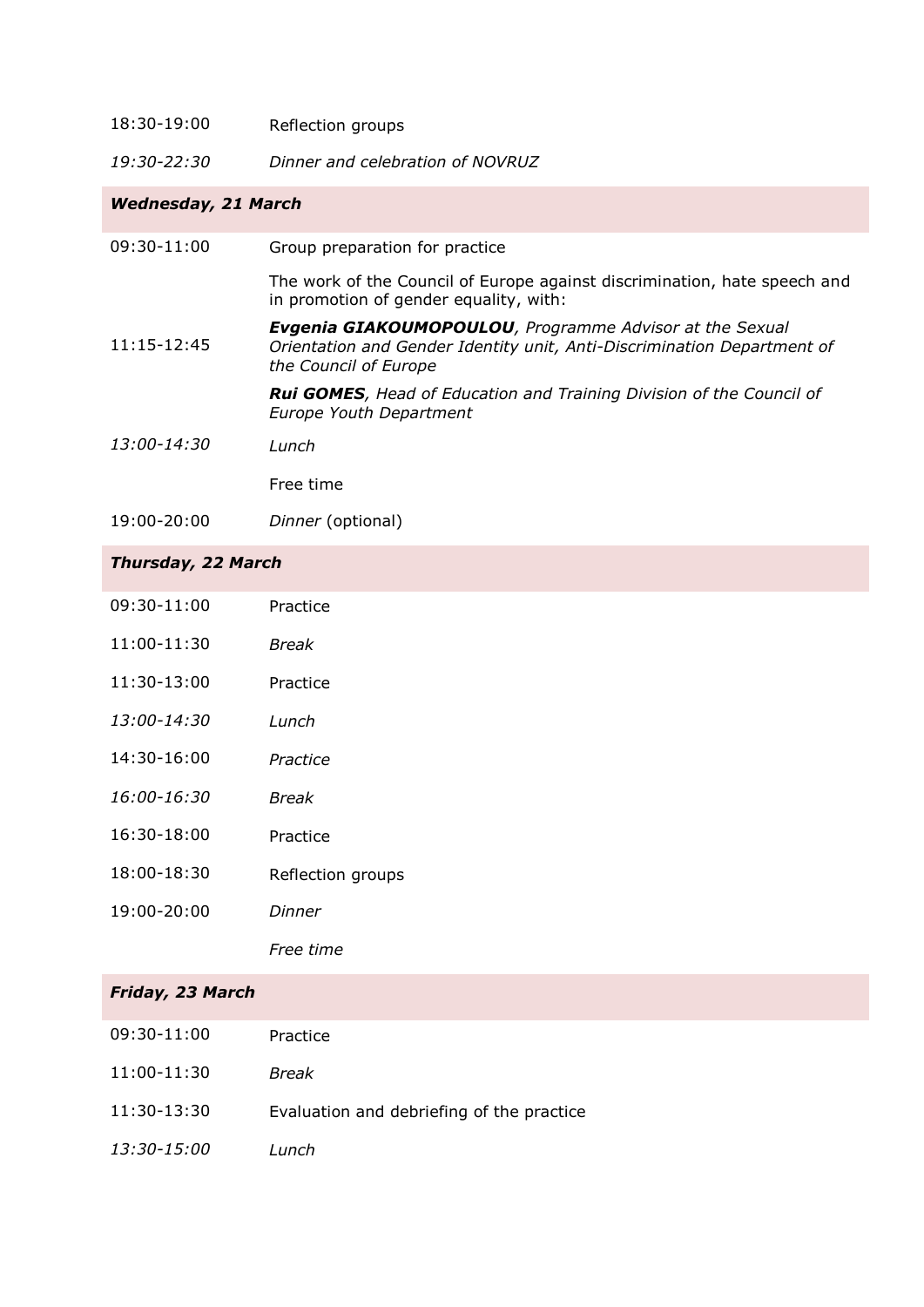| | |
|---|---|
| 18:30-19:00 | Reflection groups |
| *19:30-22:30* | *Dinner and celebration of NOVRUZ* |

### *Wednesday, 21 March*

| | |
|---|---|
| 09:30-11:00 | Group preparation for practice |
| 11:15-12:45 | The work of the Council of Europe against discrimination, hate speech and in promotion of gender equality, with:<br>***Evgenia GIAKOUMOPOULOU**, Programme Advisor at the Sexual Orientation and Gender Identity unit, Anti-Discrimination Department of the Council of Europe*<br>***Rui GOMES**, Head of Education and Training Division of the Council of Europe Youth Department* |
| *13:00-14:30* | *Lunch* |
| | Free time |
| 19:00-20:00 | *Dinner* (optional) |

### *Thursday, 22 March*

| | |
|---|---|
| 09:30-11:00 | Practice |
| 11:00-11:30 | *Break* |
| 11:30-13:00 | Practice |
| *13:00-14:30* | *Lunch* |
| 14:30-16:00 | *Practice* |
| *16:00-16:30* | *Break* |
| 16:30-18:00 | Practice |
| 18:00-18:30 | Reflection groups |
| 19:00-20:00 | *Dinner* |
| | *Free time* |

### *Friday, 23 March*

| | |
|---|---|
| 09:30-11:00 | Practice |
| 11:00-11:30 | *Break* |
| 11:30-13:30 | Evaluation and debriefing of the practice |
| *13:30-15:00* | *Lunch* |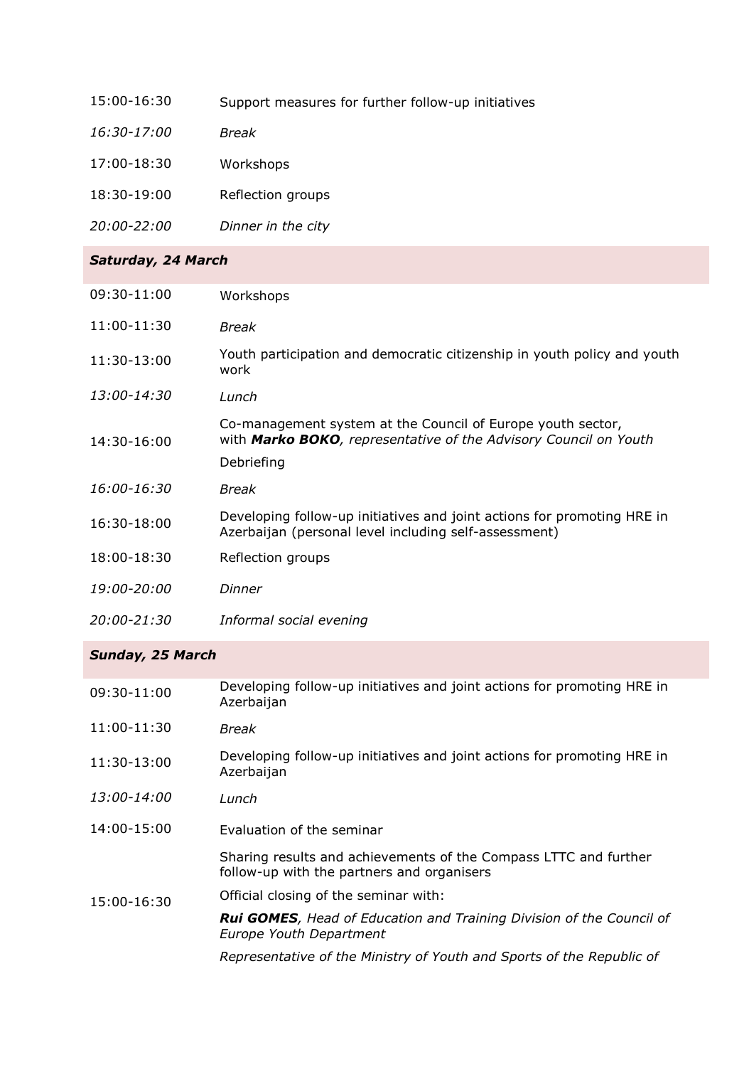| | |
|---|---|
| 15:00-16:30 | Support measures for further follow-up initiatives |
| *16:30-17:00* | *Break* |
| 17:00-18:30 | Workshops |
| 18:30-19:00 | Reflection groups |
| *20:00-22:00* | *Dinner in the city* |

### *Saturday, 24 March*

| | |
|---|---|
| 09:30-11:00 | Workshops |
| 11:00-11:30 | *Break* |
| 11:30-13:00 | Youth participation and democratic citizenship in youth policy and youth work |
| *13:00-14:30* | *Lunch* |
| 14:30-16:00 | Co-management system at the Council of Europe youth sector, with ***Marko BOKO****, representative of the Advisory Council on Youth*<br>Debriefing |
| *16:00-16:30* | *Break* |
| 16:30-18:00 | Developing follow-up initiatives and joint actions for promoting HRE in Azerbaijan (personal level including self-assessment) |
| 18:00-18:30 | Reflection groups |
| *19:00-20:00* | *Dinner* |
| *20:00-21:30* | *Informal social evening* |

### *Sunday, 25 March*

| | |
|---|---|
| 09:30-11:00 | Developing follow-up initiatives and joint actions for promoting HRE in Azerbaijan |
| 11:00-11:30 | *Break* |
| 11:30-13:00 | Developing follow-up initiatives and joint actions for promoting HRE in Azerbaijan |
| *13:00-14:00* | *Lunch* |
| 14:00-15:00 | Evaluation of the seminar |
| 15:00-16:30 | Sharing results and achievements of the Compass LTTC and further follow-up with the partners and organisers<br>Official closing of the seminar with:<br>***Rui GOMES****, Head of Education and Training Division of the Council of Europe Youth Department*<br>*Representative of the Ministry of Youth and Sports of the Republic of* |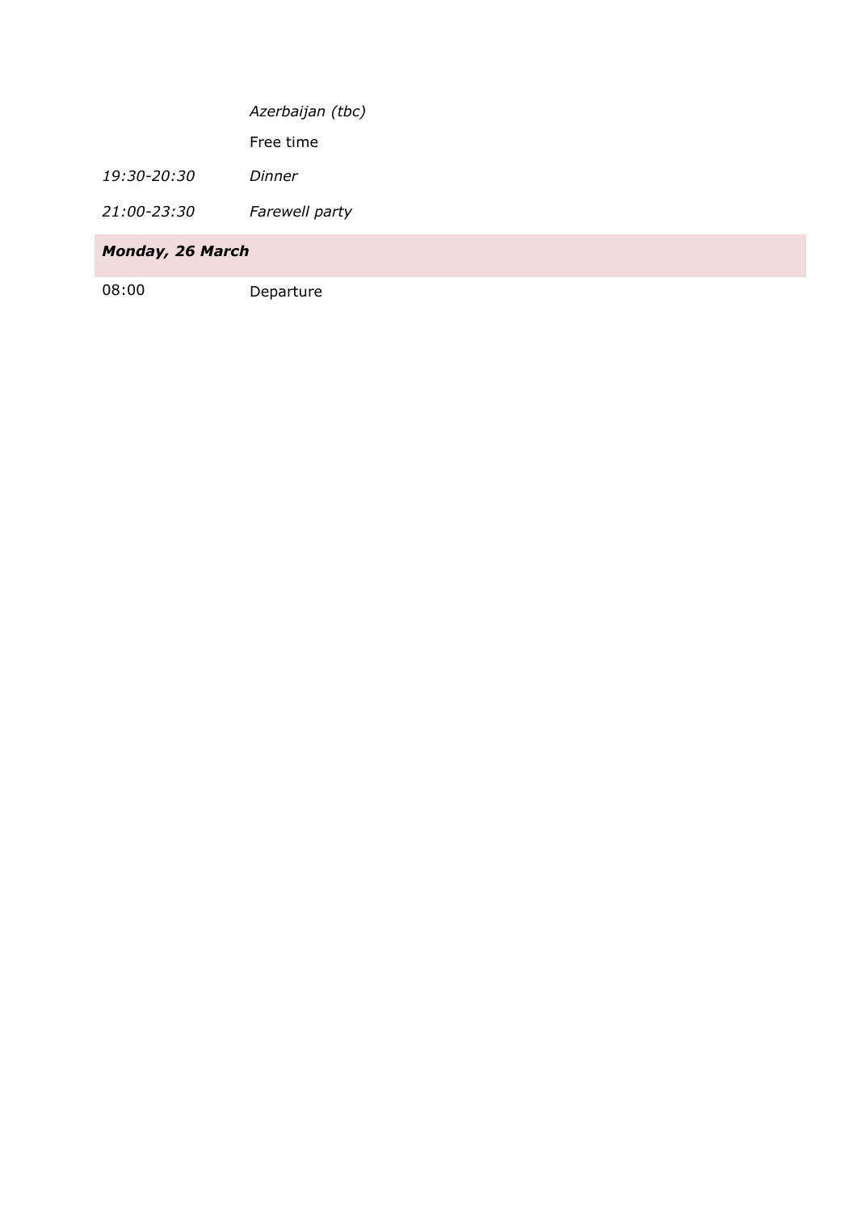| | |
|---|---|
| | *Azerbaijan (tbc)* |
| | Free time |
| *19:30-20:30* | *Dinner* |
| *21:00-23:30* | *Farewell party* |

***Monday, 26 March***

| | |
|---|---|
| 08:00 | Departure |